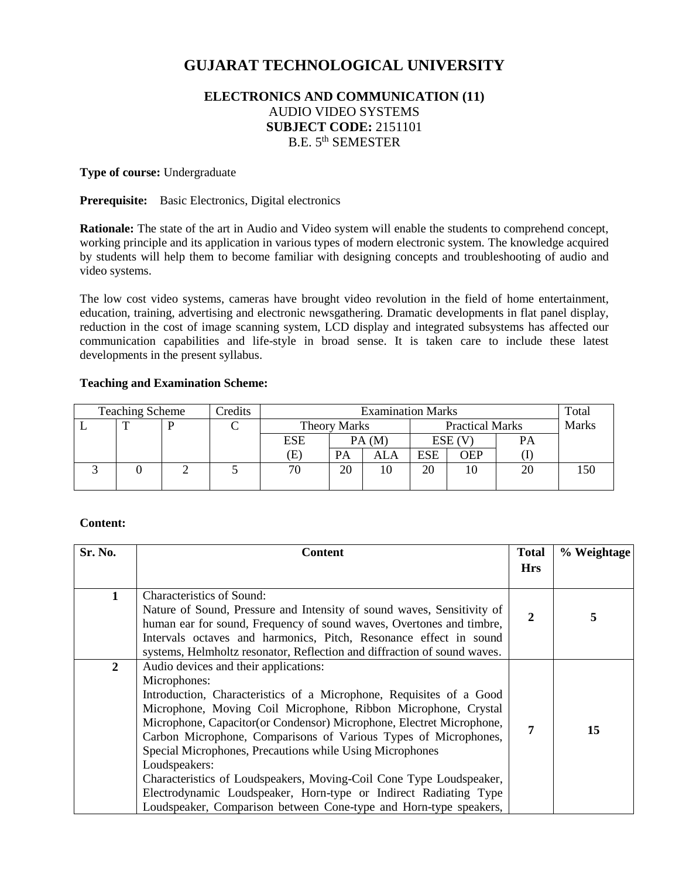# GUJARAT TECHNOLOGICAL UNIVERSITY

**ELECTRONICS AND COMMUNICATION (11)**
AUDIO VIDEO SYSTEMS
**SUBJECT CODE:** 2151101
B.E. 5th SEMESTER

**Type of course:** Undergraduate

**Prerequisite:** Basic Electronics, Digital electronics

**Rationale:** The state of the art in Audio and Video system will enable the students to comprehend concept, working principle and its application in various types of modern electronic system. The knowledge acquired by students will help them to become familiar with designing concepts and troubleshooting of audio and video systems.

The low cost video systems, cameras have brought video revolution in the field of home entertainment, education, training, advertising and electronic newsgathering. Dramatic developments in flat panel display, reduction in the cost of image scanning system, LCD display and integrated subsystems has affected our communication capabilities and life-style in broad sense. It is taken care to include these latest developments in the present syllabus.

**Teaching and Examination Scheme:**

| Teaching Scheme | | | Credits | Examination Marks | | | | | | Total Marks |
|---|---|---|---|---|---|---|---|---|---|---|
| L | T | P | C | Theory Marks | | | Practical Marks | | | |
| | | | | ESE (E) | PA (M) | | ESE (V) | | PA (I) | |
| | | | | | PA | ALA | ESE | OEP | | |
| 3 | 0 | 2 | 5 | 70 | 20 | 10 | 20 | 10 | 20 | 150 |

**Content:**

| Sr. No. | Content | Total Hrs | % Weightage |
|---|---|---|---|
| 1 | Characteristics of Sound: Nature of Sound, Pressure and Intensity of sound waves, Sensitivity of human ear for sound, Frequency of sound waves, Overtones and timbre, Intervals octaves and harmonics, Pitch, Resonance effect in sound systems, Helmholtz resonator, Reflection and diffraction of sound waves. | 2 | 5 |
| 2 | Audio devices and their applications: Microphones: Introduction, Characteristics of a Microphone, Requisites of a Good Microphone, Moving Coil Microphone, Ribbon Microphone, Crystal Microphone, Capacitor(or Condensor) Microphone, Electret Microphone, Carbon Microphone, Comparisons of Various Types of Microphones, Special Microphones, Precautions while Using Microphones Loudspeakers: Characteristics of Loudspeakers, Moving-Coil Cone Type Loudspeaker, Electrodynamic Loudspeaker, Horn-type or Indirect Radiating Type Loudspeaker, Comparison between Cone-type and Horn-type speakers, | 7 | 15 |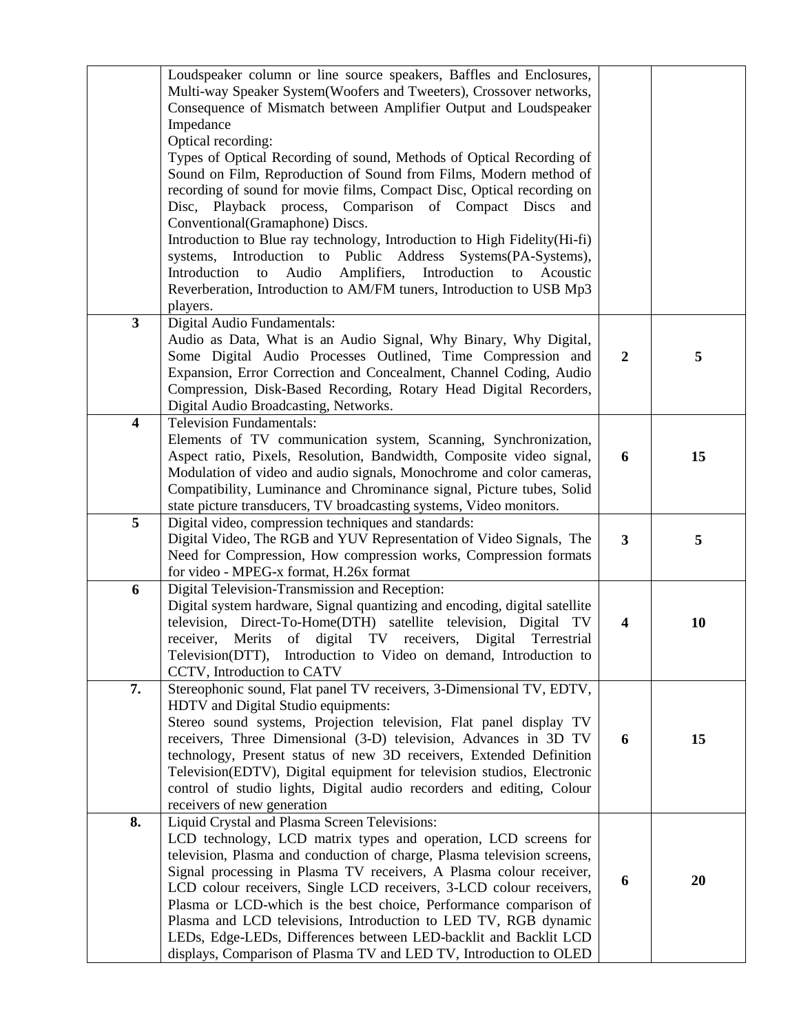| | | | |
|---|---|---|---|
| | Loudspeaker column or line source speakers, Baffles and Enclosures, Multi-way Speaker System(Woofers and Tweeters), Crossover networks, Consequence of Mismatch between Amplifier Output and Loudspeaker Impedance<br>Optical recording:<br>Types of Optical Recording of sound, Methods of Optical Recording of Sound on Film, Reproduction of Sound from Films, Modern method of recording of sound for movie films, Compact Disc, Optical recording on Disc, Playback process, Comparison of Compact Discs and Conventional(Gramaphone) Discs.<br>Introduction to Blue ray technology, Introduction to High Fidelity(Hi-fi) systems, Introduction to Public Address Systems(PA-Systems), Introduction to Audio Amplifiers, Introduction to Acoustic Reverberation, Introduction to AM/FM tuners, Introduction to USB Mp3 players. | | |
| **3** | Digital Audio Fundamentals:<br>Audio as Data, What is an Audio Signal, Why Binary, Why Digital, Some Digital Audio Processes Outlined, Time Compression and Expansion, Error Correction and Concealment, Channel Coding, Audio Compression, Disk-Based Recording, Rotary Head Digital Recorders, Digital Audio Broadcasting, Networks. | **2** | **5** |
| **4** | Television Fundamentals:<br>Elements of TV communication system, Scanning, Synchronization, Aspect ratio, Pixels, Resolution, Bandwidth, Composite video signal, Modulation of video and audio signals, Monochrome and color cameras, Compatibility, Luminance and Chrominance signal, Picture tubes, Solid state picture transducers, TV broadcasting systems, Video monitors. | **6** | **15** |
| **5** | Digital video, compression techniques and standards:<br>Digital Video, The RGB and YUV Representation of Video Signals, The Need for Compression, How compression works, Compression formats for video - MPEG-x format, H.26x format | **3** | **5** |
| **6** | Digital Television-Transmission and Reception:<br>Digital system hardware, Signal quantizing and encoding, digital satellite television, Direct-To-Home(DTH) satellite television, Digital TV receiver, Merits of digital TV receivers, Digital Terrestrial Television(DTT), Introduction to Video on demand, Introduction to CCTV, Introduction to CATV | **4** | **10** |
| **7.** | Stereophonic sound, Flat panel TV receivers, 3-Dimensional TV, EDTV, HDTV and Digital Studio equipments:<br>Stereo sound systems, Projection television, Flat panel display TV receivers, Three Dimensional (3-D) television, Advances in 3D TV technology, Present status of new 3D receivers, Extended Definition Television(EDTV), Digital equipment for television studios, Electronic control of studio lights, Digital audio recorders and editing, Colour receivers of new generation | **6** | **15** |
| **8.** | Liquid Crystal and Plasma Screen Televisions:<br>LCD technology, LCD matrix types and operation, LCD screens for television, Plasma and conduction of charge, Plasma television screens, Signal processing in Plasma TV receivers, A Plasma colour receiver, LCD colour receivers, Single LCD receivers, 3-LCD colour receivers, Plasma or LCD-which is the best choice, Performance comparison of Plasma and LCD televisions, Introduction to LED TV, RGB dynamic LEDs, Edge-LEDs, Differences between LED-backlit and Backlit LCD displays, Comparison of Plasma TV and LED TV, Introduction to OLED | **6** | **20** |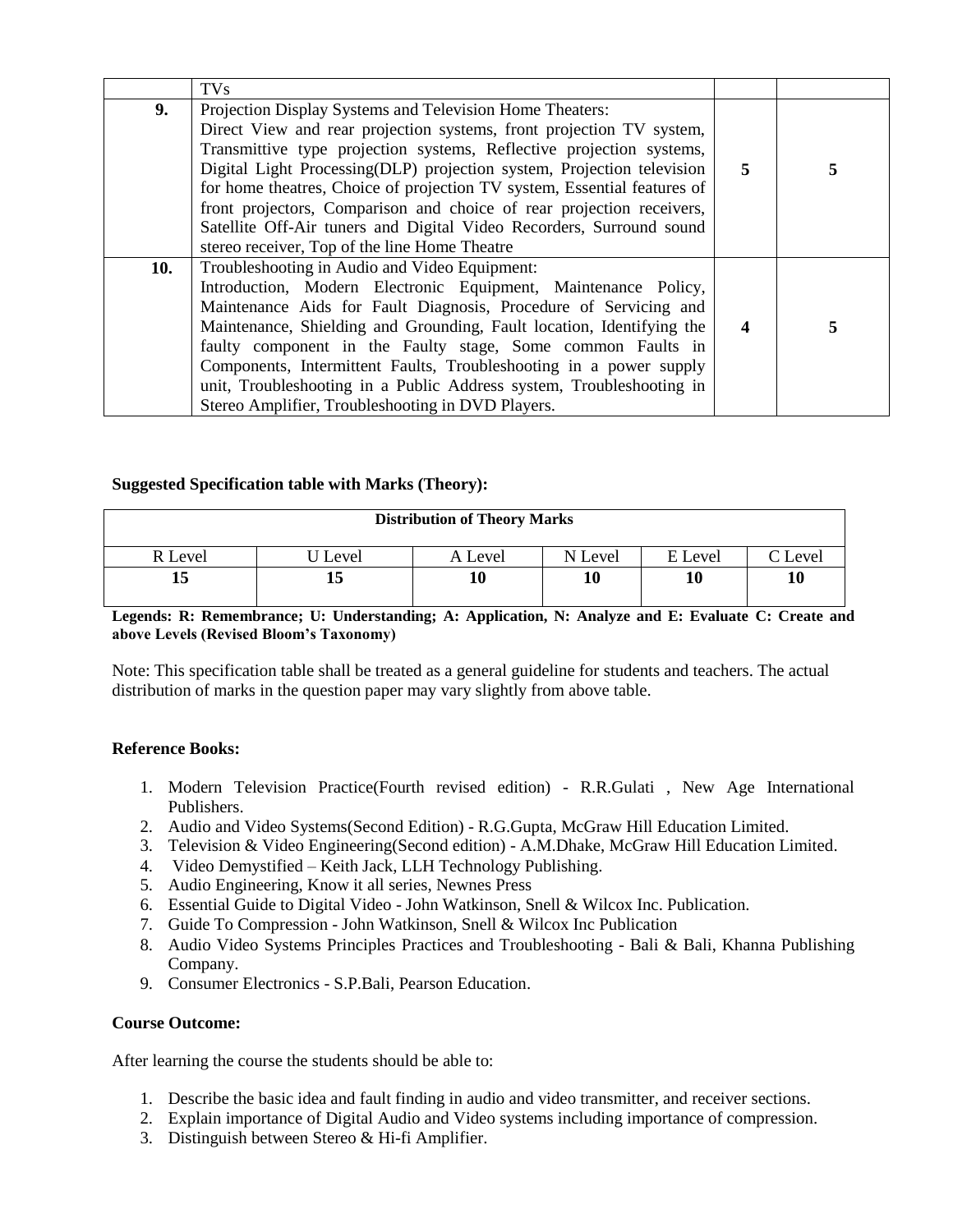| | | | |
|---|---|---|---|
| | TVs | | |
| **9.** | Projection Display Systems and Television Home Theaters: Direct View and rear projection systems, front projection TV system, Transmittive type projection systems, Reflective projection systems, Digital Light Processing(DLP) projection system, Projection television for home theatres, Choice of projection TV system, Essential features of front projectors, Comparison and choice of rear projection receivers, Satellite Off-Air tuners and Digital Video Recorders, Surround sound stereo receiver, Top of the line Home Theatre | **5** | **5** |
| **10.** | Troubleshooting in Audio and Video Equipment: Introduction, Modern Electronic Equipment, Maintenance Policy, Maintenance Aids for Fault Diagnosis, Procedure of Servicing and Maintenance, Shielding and Grounding, Fault location, Identifying the faulty component in the Faulty stage, Some common Faults in Components, Intermittent Faults, Troubleshooting in a power supply unit, Troubleshooting in a Public Address system, Troubleshooting in Stereo Amplifier, Troubleshooting in DVD Players. | **4** | **5** |

**Suggested Specification table with Marks (Theory):**

| **Distribution of Theory Marks** | | | | | |
|---|---|---|---|---|---|
| R Level | U Level | A Level | N Level | E Level | C Level |
| **15** | **15** | **10** | **10** | **10** | **10** |

**Legends: R: Remembrance; U: Understanding; A: Application, N: Analyze and E: Evaluate C: Create and above Levels (Revised Bloom's Taxonomy)**

Note: This specification table shall be treated as a general guideline for students and teachers. The actual distribution of marks in the question paper may vary slightly from above table.

**Reference Books:**

1. Modern Television Practice(Fourth revised edition) - R.R.Gulati , New Age International Publishers.
2. Audio and Video Systems(Second Edition) - R.G.Gupta, McGraw Hill Education Limited.
3. Television & Video Engineering(Second edition) - A.M.Dhake, McGraw Hill Education Limited.
4. Video Demystified – Keith Jack, LLH Technology Publishing.
5. Audio Engineering, Know it all series, Newnes Press
6. Essential Guide to Digital Video - John Watkinson, Snell & Wilcox Inc. Publication.
7. Guide To Compression - John Watkinson, Snell & Wilcox Inc Publication
8. Audio Video Systems Principles Practices and Troubleshooting - Bali & Bali, Khanna Publishing Company.
9. Consumer Electronics - S.P.Bali, Pearson Education.

**Course Outcome:**

After learning the course the students should be able to:

1. Describe the basic idea and fault finding in audio and video transmitter, and receiver sections.
2. Explain importance of Digital Audio and Video systems including importance of compression.
3. Distinguish between Stereo & Hi-fi Amplifier.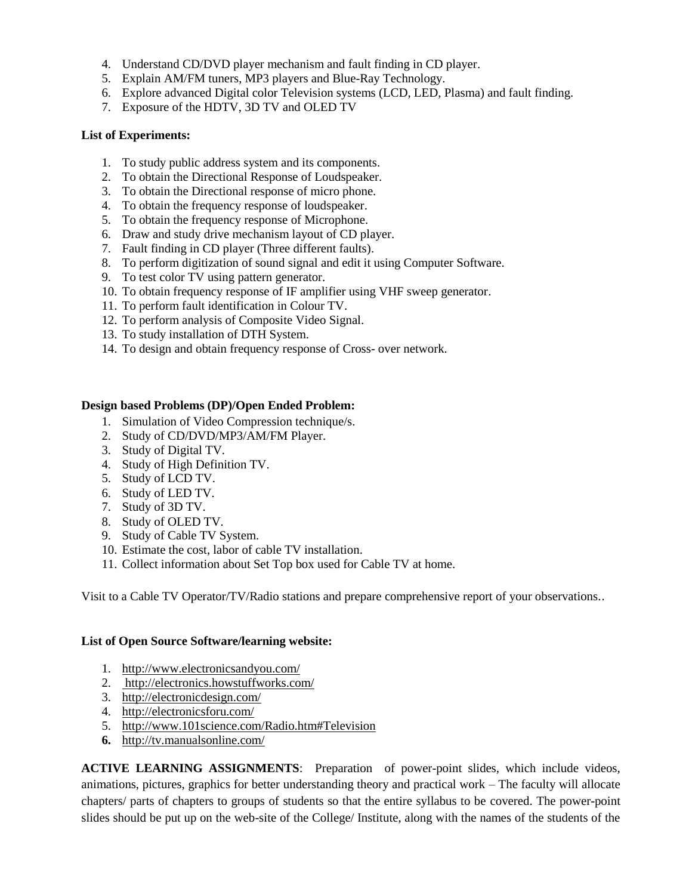4. Understand CD/DVD player mechanism and fault finding in CD player.
5. Explain AM/FM tuners, MP3 players and Blue-Ray Technology.
6. Explore advanced Digital color Television systems (LCD, LED, Plasma) and fault finding.
7. Exposure of the HDTV, 3D TV and OLED TV

**List of Experiments:**

1. To study public address system and its components.
2. To obtain the Directional Response of Loudspeaker.
3. To obtain the Directional response of micro phone.
4. To obtain the frequency response of loudspeaker.
5. To obtain the frequency response of Microphone.
6. Draw and study drive mechanism layout of CD player.
7. Fault finding in CD player (Three different faults).
8. To perform digitization of sound signal and edit it using Computer Software.
9. To test color TV using pattern generator.
10. To obtain frequency response of IF amplifier using VHF sweep generator.
11. To perform fault identification in Colour TV.
12. To perform analysis of Composite Video Signal.
13. To study installation of DTH System.
14. To design and obtain frequency response of Cross- over network.

**Design based Problems (DP)/Open Ended Problem:**

1. Simulation of Video Compression technique/s.
2. Study of CD/DVD/MP3/AM/FM Player.
3. Study of Digital TV.
4. Study of High Definition TV.
5. Study of LCD TV.
6. Study of LED TV.
7. Study of 3D TV.
8. Study of OLED TV.
9. Study of Cable TV System.
10. Estimate the cost, labor of cable TV installation.
11. Collect information about Set Top box used for Cable TV at home.

Visit to a Cable TV Operator/TV/Radio stations and prepare comprehensive report of your observations..

**List of Open Source Software/learning website:**

1. http://www.electronicsandyou.com/
2. http://electronics.howstuffworks.com/
3. http://electronicdesign.com/
4. http://electronicsforu.com/
5. http://www.101science.com/Radio.htm#Television
6. http://tv.manualsonline.com/

**ACTIVE LEARNING ASSIGNMENTS**: Preparation of power-point slides, which include videos, animations, pictures, graphics for better understanding theory and practical work – The faculty will allocate chapters/ parts of chapters to groups of students so that the entire syllabus to be covered. The power-point slides should be put up on the web-site of the College/ Institute, along with the names of the students of the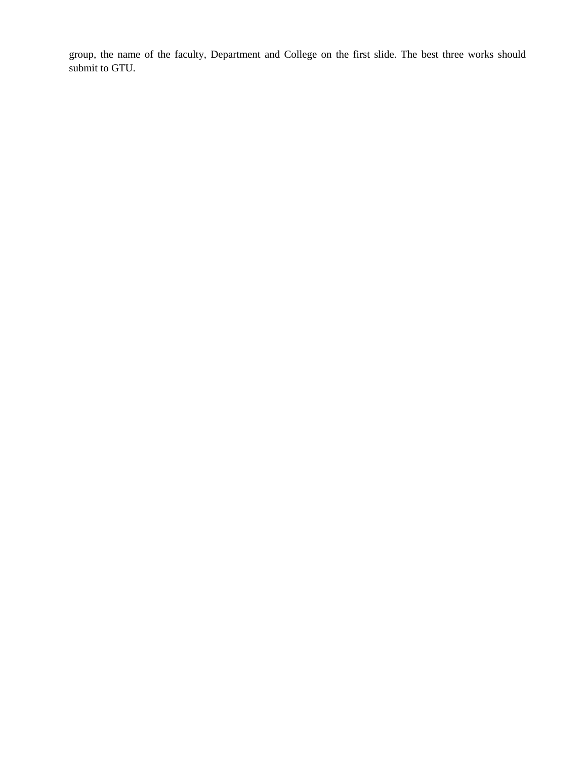group, the name of the faculty, Department and College on the first slide. The best three works should submit to GTU.